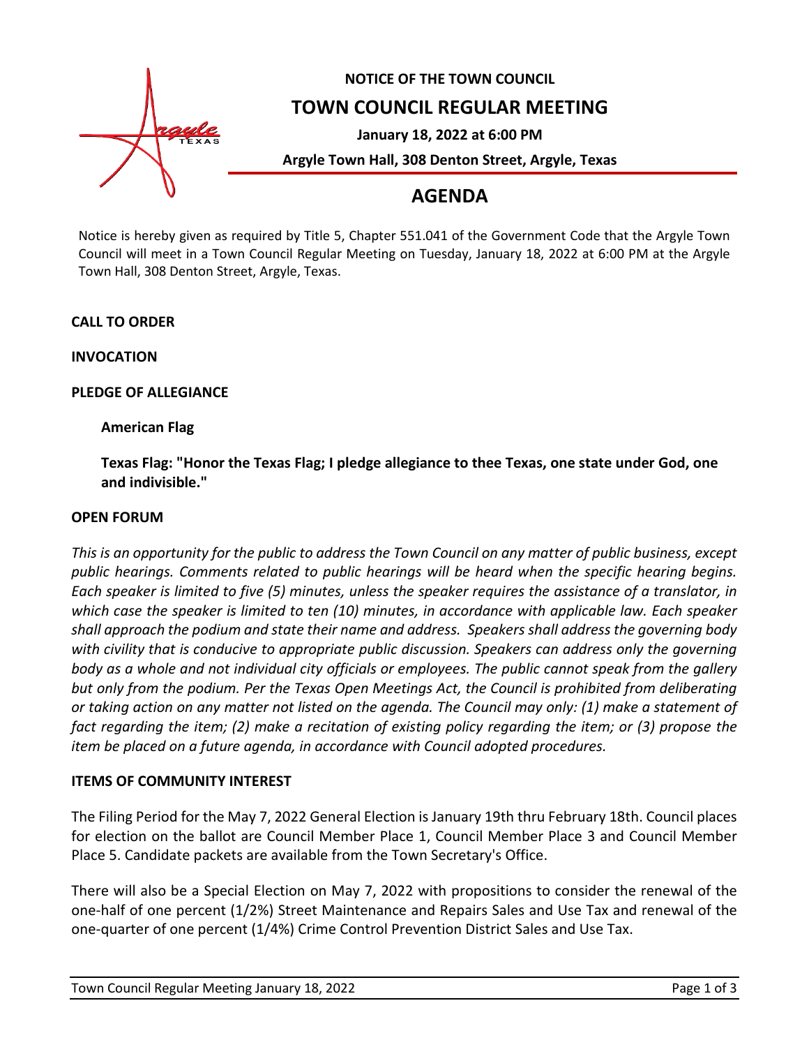# NOTICE OF THE TOWN COUNCIL

## TOWN COUNCIL REGULAR MEETING

**January 18, 2022 at 6:00 PM**

**Argyle Town Hall, 308 Denton Street, Argyle, Texas**

## AGENDA

Notice is hereby given as required by Title 5, Chapter 551.041 of the Government Code that the Argyle Town Council will meet in a Town Council Regular Meeting on Tuesday, January 18, 2022 at 6:00 PM at the Argyle Town Hall, 308 Denton Street, Argyle, Texas.

**CALL TO ORDER**

**INVOCATION**

**PLEDGE OF ALLEGIANCE**

**American Flag**

**Texas Flag: "Honor the Texas Flag; I pledge allegiance to thee Texas, one state under God, one and indivisible."**

**OPEN FORUM**

*This is an opportunity for the public to address the Town Council on any matter of public business, except public hearings. Comments related to public hearings will be heard when the specific hearing begins. Each speaker is limited to five (5) minutes, unless the speaker requires the assistance of a translator, in which case the speaker is limited to ten (10) minutes, in accordance with applicable law. Each speaker shall approach the podium and state their name and address. Speakers shall address the governing body with civility that is conducive to appropriate public discussion. Speakers can address only the governing body as a whole and not individual city officials or employees. The public cannot speak from the gallery but only from the podium. Per the Texas Open Meetings Act, the Council is prohibited from deliberating or taking action on any matter not listed on the agenda. The Council may only: (1) make a statement of fact regarding the item; (2) make a recitation of existing policy regarding the item; or (3) propose the item be placed on a future agenda, in accordance with Council adopted procedures.*

**ITEMS OF COMMUNITY INTEREST**

The Filing Period for the May 7, 2022 General Election is January 19th thru February 18th. Council places for election on the ballot are Council Member Place 1, Council Member Place 3 and Council Member Place 5. Candidate packets are available from the Town Secretary's Office.

There will also be a Special Election on May 7, 2022 with propositions to consider the renewal of the one-half of one percent (1/2%) Street Maintenance and Repairs Sales and Use Tax and renewal of the one-quarter of one percent (1/4%) Crime Control Prevention District Sales and Use Tax.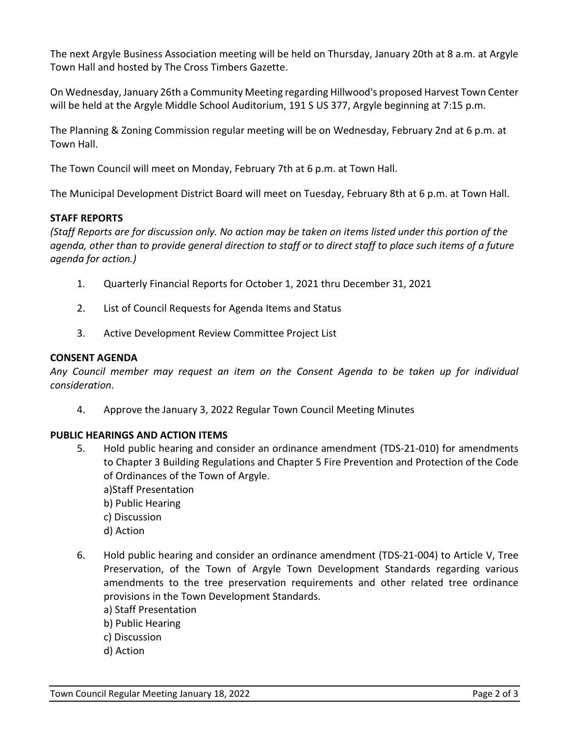The next Argyle Business Association meeting will be held on Thursday, January 20th at 8 a.m. at Argyle Town Hall and hosted by The Cross Timbers Gazette.

On Wednesday, January 26th a Community Meeting regarding Hillwood's proposed Harvest Town Center will be held at the Argyle Middle School Auditorium, 191 S US 377, Argyle beginning at 7:15 p.m.

The Planning & Zoning Commission regular meeting will be on Wednesday, February 2nd at 6 p.m. at Town Hall.

The Town Council will meet on Monday, February 7th at 6 p.m. at Town Hall.

The Municipal Development District Board will meet on Tuesday, February 8th at 6 p.m. at Town Hall.

**STAFF REPORTS**

*(Staff Reports are for discussion only. No action may be taken on items listed under this portion of the agenda, other than to provide general direction to staff or to direct staff to place such items of a future agenda for action.)*

1. Quarterly Financial Reports for October 1, 2021 thru December 31, 2021
2. List of Council Requests for Agenda Items and Status
3. Active Development Review Committee Project List

**CONSENT AGENDA**

*Any Council member may request an item on the Consent Agenda to be taken up for individual consideration.*

4. Approve the January 3, 2022 Regular Town Council Meeting Minutes

**PUBLIC HEARINGS AND ACTION ITEMS**

5. Hold public hearing and consider an ordinance amendment (TDS-21-010) for amendments to Chapter 3 Building Regulations and Chapter 5 Fire Prevention and Protection of the Code of Ordinances of the Town of Argyle.
   a)Staff Presentation
   b) Public Hearing
   c) Discussion
   d) Action

6. Hold public hearing and consider an ordinance amendment (TDS-21-004) to Article V, Tree Preservation, of the Town of Argyle Town Development Standards regarding various amendments to the tree preservation requirements and other related tree ordinance provisions in the Town Development Standards.
   a) Staff Presentation
   b) Public Hearing
   c) Discussion
   d) Action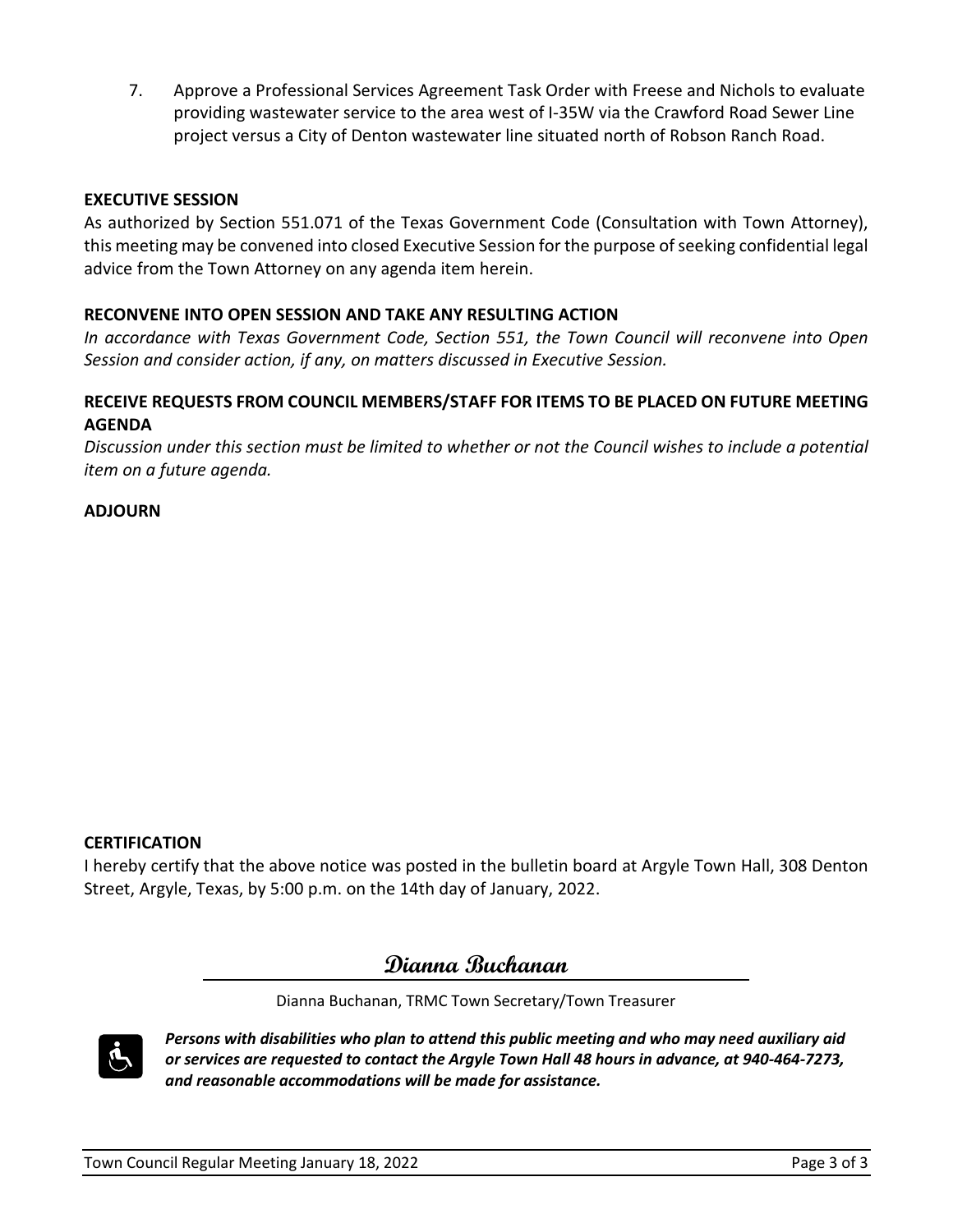7. Approve a Professional Services Agreement Task Order with Freese and Nichols to evaluate providing wastewater service to the area west of I-35W via the Crawford Road Sewer Line project versus a City of Denton wastewater line situated north of Robson Ranch Road.

**EXECUTIVE SESSION**

As authorized by Section 551.071 of the Texas Government Code (Consultation with Town Attorney), this meeting may be convened into closed Executive Session for the purpose of seeking confidential legal advice from the Town Attorney on any agenda item herein.

**RECONVENE INTO OPEN SESSION AND TAKE ANY RESULTING ACTION**

*In accordance with Texas Government Code, Section 551, the Town Council will reconvene into Open Session and consider action, if any, on matters discussed in Executive Session.*

**RECEIVE REQUESTS FROM COUNCIL MEMBERS/STAFF FOR ITEMS TO BE PLACED ON FUTURE MEETING AGENDA**

*Discussion under this section must be limited to whether or not the Council wishes to include a potential item on a future agenda.*

**ADJOURN**

**CERTIFICATION**

I hereby certify that the above notice was posted in the bulletin board at Argyle Town Hall, 308 Denton Street, Argyle, Texas, by 5:00 p.m. on the 14th day of January, 2022.

Dianna Buchanan

Dianna Buchanan, TRMC Town Secretary/Town Treasurer

***Persons with disabilities who plan to attend this public meeting and who may need auxiliary aid or services are requested to contact the Argyle Town Hall 48 hours in advance, at 940-464-7273, and reasonable accommodations will be made for assistance.***

Town Council Regular Meeting January 18, 2022